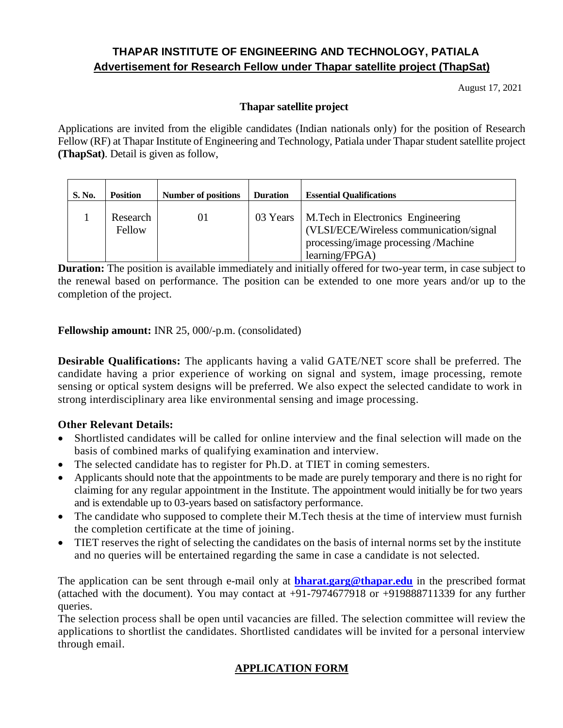## THAPAR INSTITUTE OF ENGINEERING AND TECHNOLOGY, PATIALA

## Advertisement for Research Fellow under Thapar satellite project (ThapSat)

August 17, 2021

### Thapar satellite project

Applications are invited from the eligible candidates (Indian nationals only) for the position of Research Fellow (RF) at Thapar Institute of Engineering and Technology, Patiala under Thapar student satellite project **(ThapSat)**. Detail is given as follow,

| S. No. | Position | Number of positions | Duration | Essential Qualifications |
|---|---|---|---|---|
| 1 | Research Fellow | 01 | 03 Years | M.Tech in Electronics Engineering (VLSI/ECE/Wireless communication/signal processing/image processing /Machine learning/FPGA) |

**Duration:** The position is available immediately and initially offered for two-year term, in case subject to the renewal based on performance. The position can be extended to one more years and/or up to the completion of the project.

**Fellowship amount:** INR 25, 000/-p.m. (consolidated)

**Desirable Qualifications:** The applicants having a valid GATE/NET score shall be preferred. The candidate having a prior experience of working on signal and system, image processing, remote sensing or optical system designs will be preferred. We also expect the selected candidate to work in strong interdisciplinary area like environmental sensing and image processing.

**Other Relevant Details:**

- Shortlisted candidates will be called for online interview and the final selection will made on the basis of combined marks of qualifying examination and interview.
- The selected candidate has to register for Ph.D. at TIET in coming semesters.
- Applicants should note that the appointments to be made are purely temporary and there is no right for claiming for any regular appointment in the Institute. The appointment would initially be for two years and is extendable up to 03-years based on satisfactory performance.
- The candidate who supposed to complete their M.Tech thesis at the time of interview must furnish the completion certificate at the time of joining.
- TIET reserves the right of selecting the candidates on the basis of internal norms set by the institute and no queries will be entertained regarding the same in case a candidate is not selected.

The application can be sent through e-mail only at **bharat.garg@thapar.edu** in the prescribed format (attached with the document). You may contact at +91-7974677918 or +919888711339 for any further queries.

The selection process shall be open until vacancies are filled. The selection committee will review the applications to shortlist the candidates. Shortlisted candidates will be invited for a personal interview through email.

## APPLICATION FORM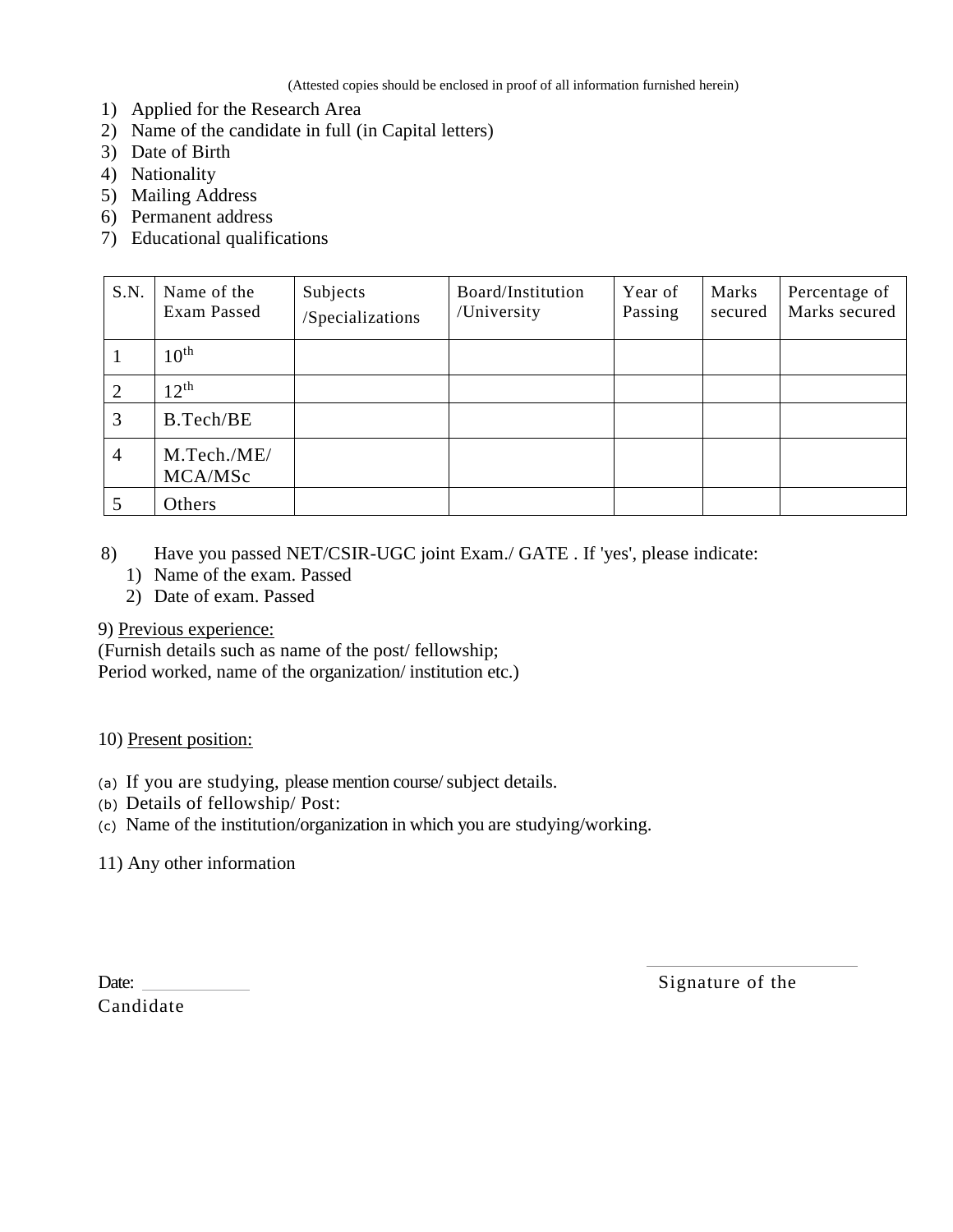(Attested copies should be enclosed in proof of all information furnished herein)

1) Applied for the Research Area
2) Name of the candidate in full (in Capital letters)
3) Date of Birth
4) Nationality
5) Mailing Address
6) Permanent address
7) Educational qualifications

| S.N. | Name of the Exam Passed | Subjects /Specializations | Board/Institution /University | Year of Passing | Marks secured | Percentage of Marks secured |
|---|---|---|---|---|---|---|
| 1 | 10th | | | | | |
| 2 | 12th | | | | | |
| 3 | B.Tech/BE | | | | | |
| 4 | M.Tech./ME/ MCA/MSc | | | | | |
| 5 | Others | | | | | |

8) Have you passed NET/CSIR-UGC joint Exam./ GATE . If 'yes', please indicate:
   1) Name of the exam. Passed
   2) Date of exam. Passed

9) <u>Previous experience:</u>
(Furnish details such as name of the post/ fellowship;
Period worked, name of the organization/ institution etc.)

10) <u>Present position:</u>

(a) If you are studying, please mention course/ subject details.
(b) Details of fellowship/ Post:
(c) Name of the institution/organization in which you are studying/working.

11) Any other information

Date: ____________ Signature of the Candidate